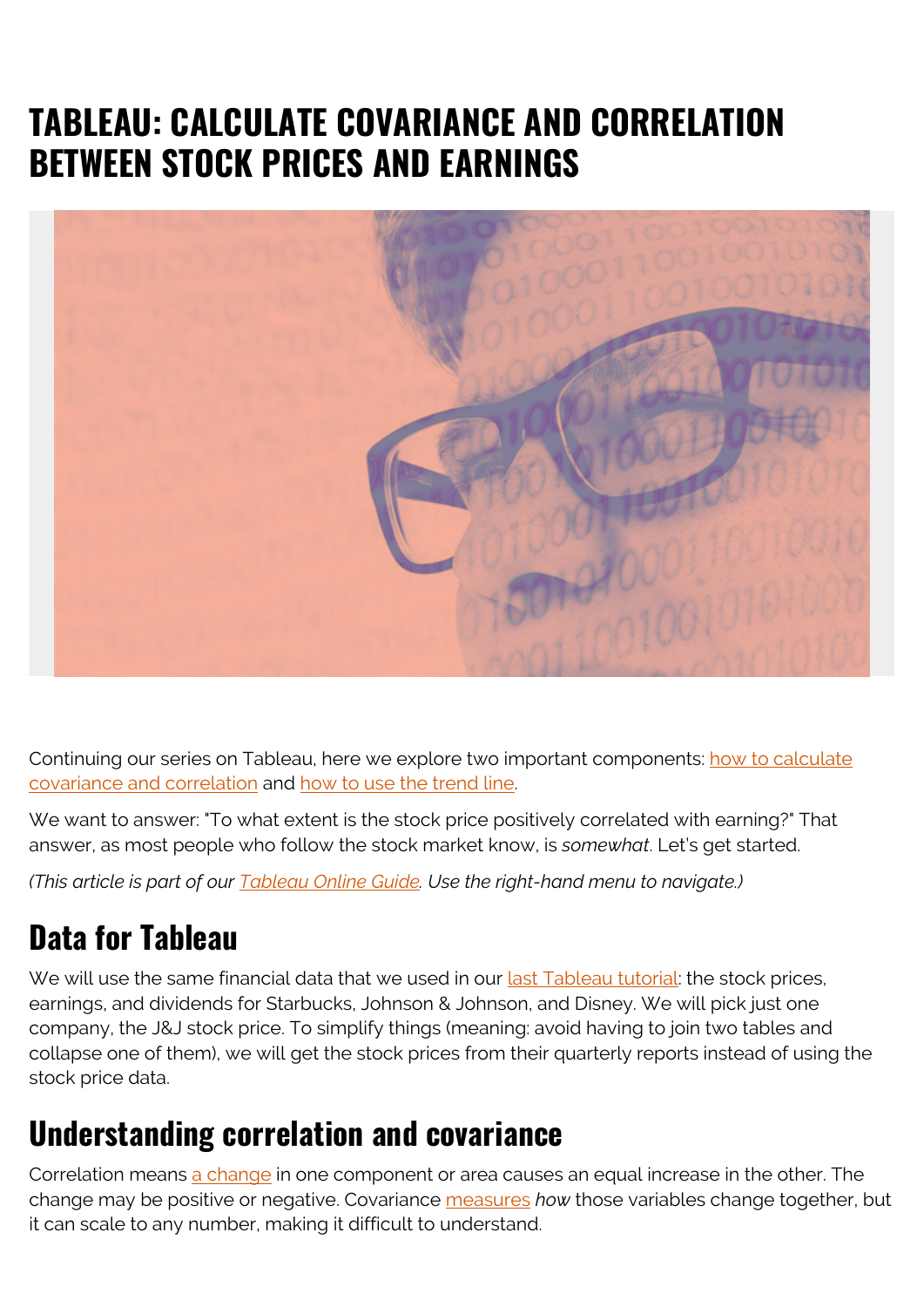# TABLEAU: CALCULATE COVARIANCE AND CORRELATION BETWEEN STOCK PRICES AND EARNINGS

Continuing our series on Tableau, here we explore two important components: how to calculate covariance and correlation and how to use the trend line.

We want to answer: "To what extent is the stock price positively correlated with earning?" That answer, as most people who follow the stock market know, is *somewhat*. Let's get started.

*(This article is part of our Tableau Online Guide. Use the right-hand menu to navigate.)*

## Data for Tableau

We will use the same financial data that we used in our last Tableau tutorial: the stock prices, earnings, and dividends for Starbucks, Johnson & Johnson, and Disney. We will pick just one company, the J&J stock price. To simplify things (meaning: avoid having to join two tables and collapse one of them), we will get the stock prices from their quarterly reports instead of using the stock price data.

## Understanding correlation and covariance

Correlation means a change in one component or area causes an equal increase in the other. The change may be positive or negative. Covariance measures *how* those variables change together, but it can scale to any number, making it difficult to understand.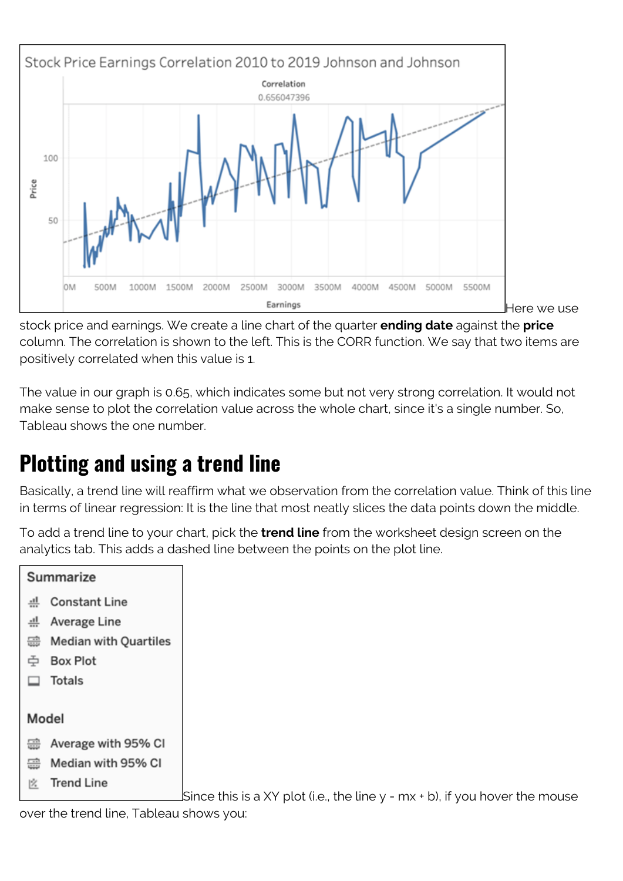Here we use stock price and earnings. We create a line chart of the quarter **ending date** against the **price** column. The correlation is shown to the left. This is the CORR function. We say that two items are positively correlated when this value is 1.

The value in our graph is 0.65, which indicates some but not very strong correlation. It would not make sense to plot the correlation value across the whole chart, since it's a single number. So, Tableau shows the one number.

## Plotting and using a trend line

Basically, a trend line will reaffirm what we observation from the correlation value. Think of this line in terms of linear regression: It is the line that most neatly slices the data points down the middle.

To add a trend line to your chart, pick the **trend line** from the worksheet design screen on the analytics tab. This adds a dashed line between the points on the plot line.

Since this is a XY plot (i.e., the line $y = mx + b$), if you hover the mouse over the trend line, Tableau shows you: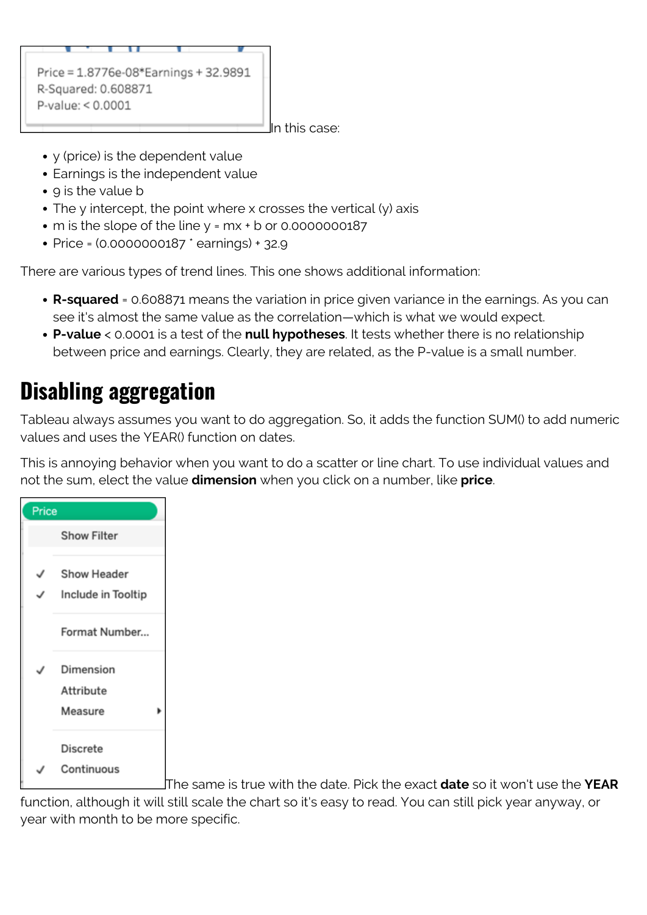Price = 1.8776e-08*Earnings + 32.9891
R-Squared: 0.608871
P-value: < 0.0001

In this case:

- y (price) is the dependent value
- Earnings is the independent value
- 9 is the value b
- The y intercept, the point where x crosses the vertical (y) axis
- m is the slope of the line y = mx + b or 0.0000000187
- Price = (0.0000000187 * earnings) + 32.9

There are various types of trend lines. This one shows additional information:

- **R-squared** = 0.608871 means the variation in price given variance in the earnings. As you can see it's almost the same value as the correlation—which is what we would expect.
- **P-value** < 0.0001 is a test of the **null hypotheses**. It tests whether there is no relationship between price and earnings. Clearly, they are related, as the P-value is a small number.

# Disabling aggregation

Tableau always assumes you want to do aggregation. So, it adds the function SUM() to add numeric values and uses the YEAR() function on dates.

This is annoying behavior when you want to do a scatter or line chart. To use individual values and not the sum, elect the value **dimension** when you click on a number, like **price**.

Price
- Show Filter
- ✓ Show Header
- ✓ Include in Tooltip
- Format Number...
- ✓ Dimension
- Attribute
- Measure ▸
- Discrete
- ✓ Continuous

The same is true with the date. Pick the exact **date** so it won't use the **YEAR** function, although it will still scale the chart so it's easy to read. You can still pick year anyway, or year with month to be more specific.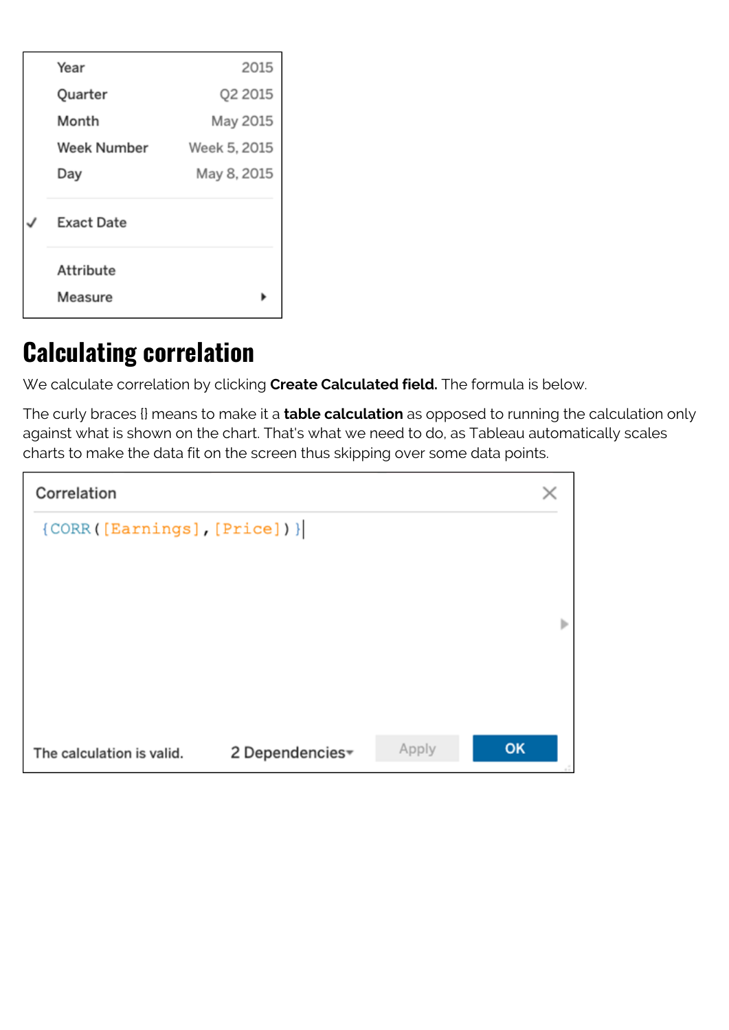| | |
|---|---|
| Year | 2015 |
| Quarter | Q2 2015 |
| Month | May 2015 |
| Week Number | Week 5, 2015 |
| Day | May 8, 2015 |
| ✓ Exact Date | |
| Attribute | |
| Measure ▸ | |

# Calculating correlation

We calculate correlation by clicking **Create Calculated field.** The formula is below.

The curly braces {} means to make it a **table calculation** as opposed to running the calculation only against what is shown on the chart. That's what we need to do, as Tableau automatically scales charts to make the data fit on the screen thus skipping over some data points.

Correlation

```
{CORR([Earnings],[Price])}
```

The calculation is valid.    2 Dependencies▾    Apply    OK